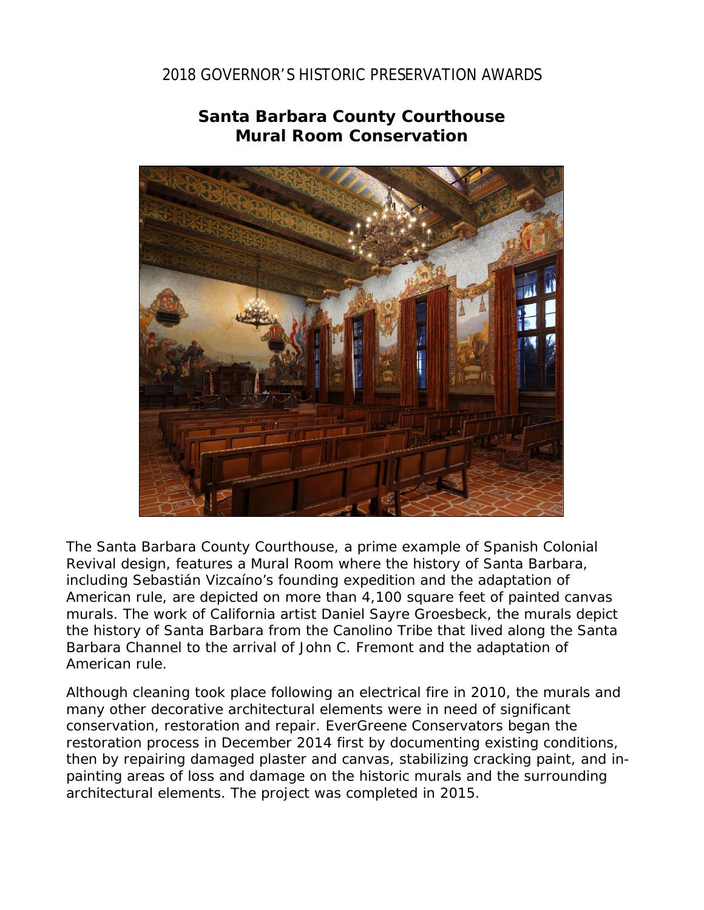2018 GOVERNOR'S HISTORIC PRESERVATION AWARDS

# Santa Barbara County Courthouse Mural Room Conservation

The Santa Barbara County Courthouse, a prime example of Spanish Colonial Revival design, features a Mural Room where the history of Santa Barbara, including Sebastián Vizcaíno's founding expedition and the adaptation of American rule, are depicted on more than 4,100 square feet of painted canvas murals. The work of California artist Daniel Sayre Groesbeck, the murals depict the history of Santa Barbara from the Canolino Tribe that lived along the Santa Barbara Channel to the arrival of John C. Fremont and the adaptation of American rule.

Although cleaning took place following an electrical fire in 2010, the murals and many other decorative architectural elements were in need of significant conservation, restoration and repair. EverGreene Conservators began the restoration process in December 2014 first by documenting existing conditions, then by repairing damaged plaster and canvas, stabilizing cracking paint, and in-painting areas of loss and damage on the historic murals and the surrounding architectural elements. The project was completed in 2015.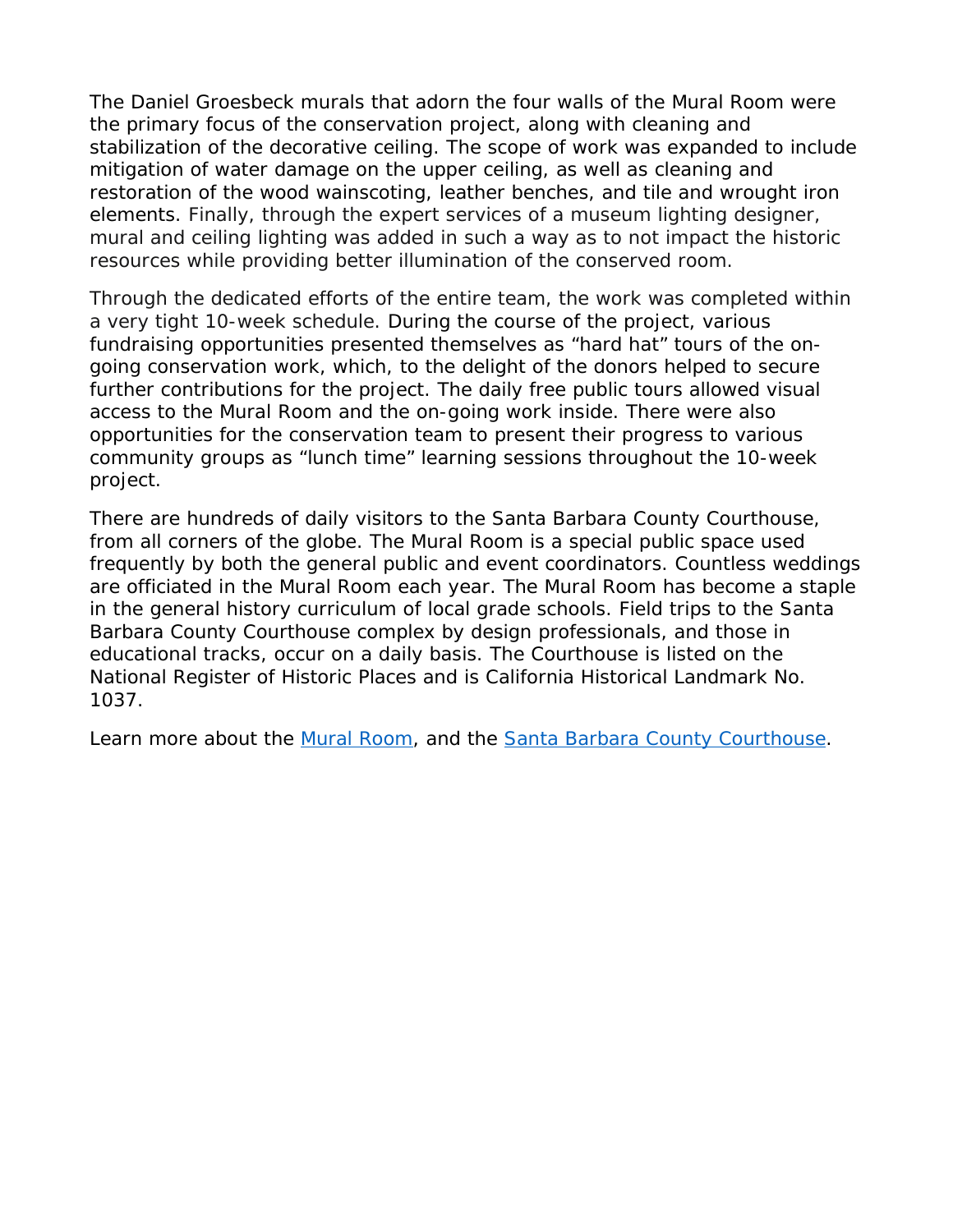The Daniel Groesbeck murals that adorn the four walls of the Mural Room were the primary focus of the conservation project, along with cleaning and stabilization of the decorative ceiling. The scope of work was expanded to include mitigation of water damage on the upper ceiling, as well as cleaning and restoration of the wood wainscoting, leather benches, and tile and wrought iron elements. Finally, through the expert services of a museum lighting designer, mural and ceiling lighting was added in such a way as to not impact the historic resources while providing better illumination of the conserved room.

Through the dedicated efforts of the entire team, the work was completed within a very tight 10-week schedule. During the course of the project, various fundraising opportunities presented themselves as "hard hat" tours of the on-going conservation work, which, to the delight of the donors helped to secure further contributions for the project. The daily free public tours allowed visual access to the Mural Room and the on-going work inside. There were also opportunities for the conservation team to present their progress to various community groups as "lunch time" learning sessions throughout the 10-week project.

There are hundreds of daily visitors to the Santa Barbara County Courthouse, from all corners of the globe. The Mural Room is a special public space used frequently by both the general public and event coordinators. Countless weddings are officiated in the Mural Room each year. The Mural Room has become a staple in the general history curriculum of local grade schools. Field trips to the Santa Barbara County Courthouse complex by design professionals, and those in educational tracks, occur on a daily basis. The Courthouse is listed on the National Register of Historic Places and is California Historical Landmark No. 1037.

Learn more about the Mural Room, and the Santa Barbara County Courthouse.